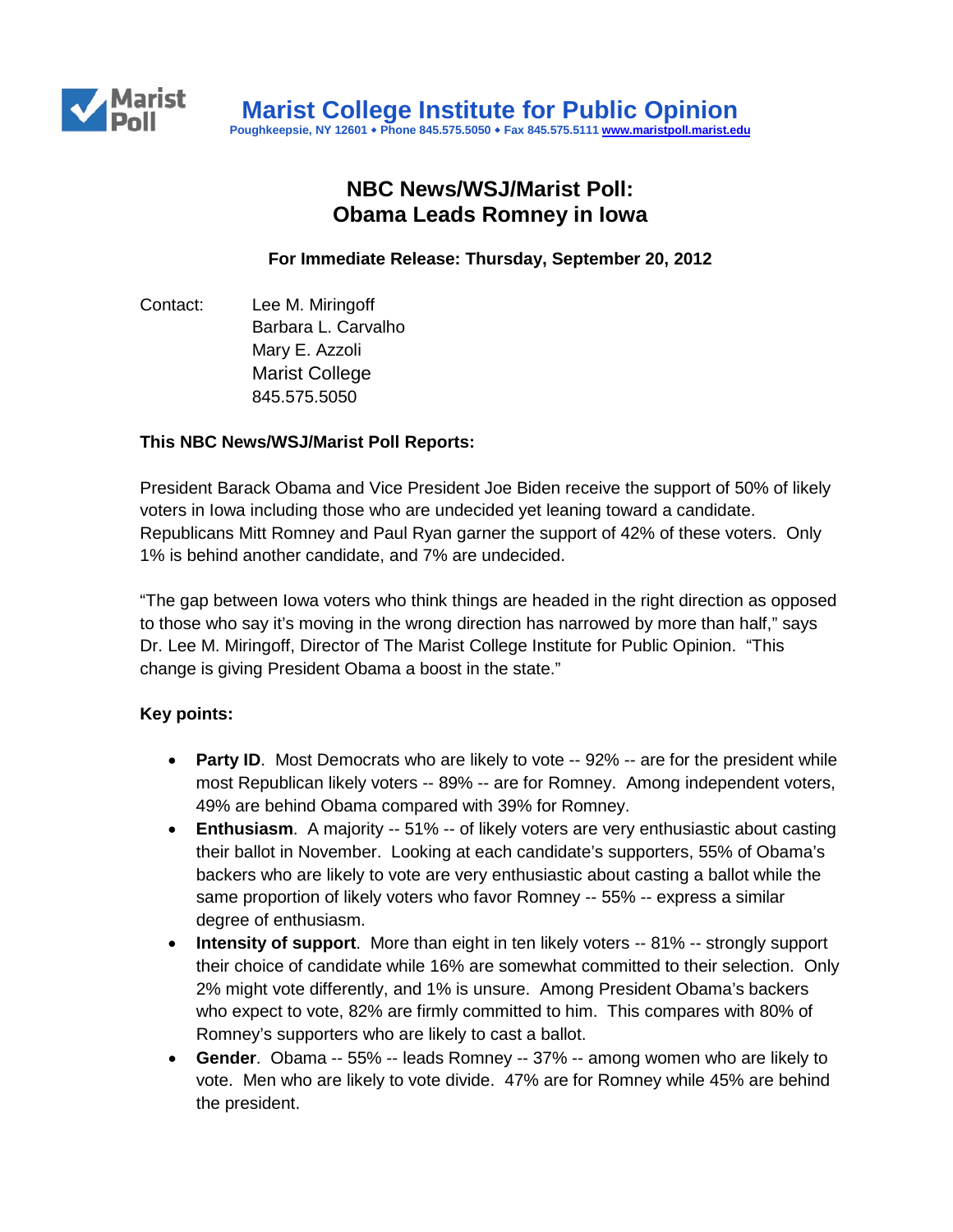# Marist College Institute for Public Opinion

Poughkeepsie, NY 12601 ◆ Phone 845.575.5050 ◆ Fax 845.575.5111 www.maristpoll.marist.edu

## NBC News/WSJ/Marist Poll:
## Obama Leads Romney in Iowa

**For Immediate Release: Thursday, September 20, 2012**

Contact: Lee M. Miringoff
Barbara L. Carvalho
Mary E. Azzoli
Marist College
845.575.5050

**This NBC News/WSJ/Marist Poll Reports:**

President Barack Obama and Vice President Joe Biden receive the support of 50% of likely voters in Iowa including those who are undecided yet leaning toward a candidate. Republicans Mitt Romney and Paul Ryan garner the support of 42% of these voters. Only 1% is behind another candidate, and 7% are undecided.

"The gap between Iowa voters who think things are headed in the right direction as opposed to those who say it's moving in the wrong direction has narrowed by more than half," says Dr. Lee M. Miringoff, Director of The Marist College Institute for Public Opinion. "This change is giving President Obama a boost in the state."

**Key points:**

- **Party ID**. Most Democrats who are likely to vote -- 92% -- are for the president while most Republican likely voters -- 89% -- are for Romney. Among independent voters, 49% are behind Obama compared with 39% for Romney.
- **Enthusiasm**. A majority -- 51% -- of likely voters are very enthusiastic about casting their ballot in November. Looking at each candidate's supporters, 55% of Obama's backers who are likely to vote are very enthusiastic about casting a ballot while the same proportion of likely voters who favor Romney -- 55% -- express a similar degree of enthusiasm.
- **Intensity of support**. More than eight in ten likely voters -- 81% -- strongly support their choice of candidate while 16% are somewhat committed to their selection. Only 2% might vote differently, and 1% is unsure. Among President Obama's backers who expect to vote, 82% are firmly committed to him. This compares with 80% of Romney's supporters who are likely to cast a ballot.
- **Gender**. Obama -- 55% -- leads Romney -- 37% -- among women who are likely to vote. Men who are likely to vote divide. 47% are for Romney while 45% are behind the president.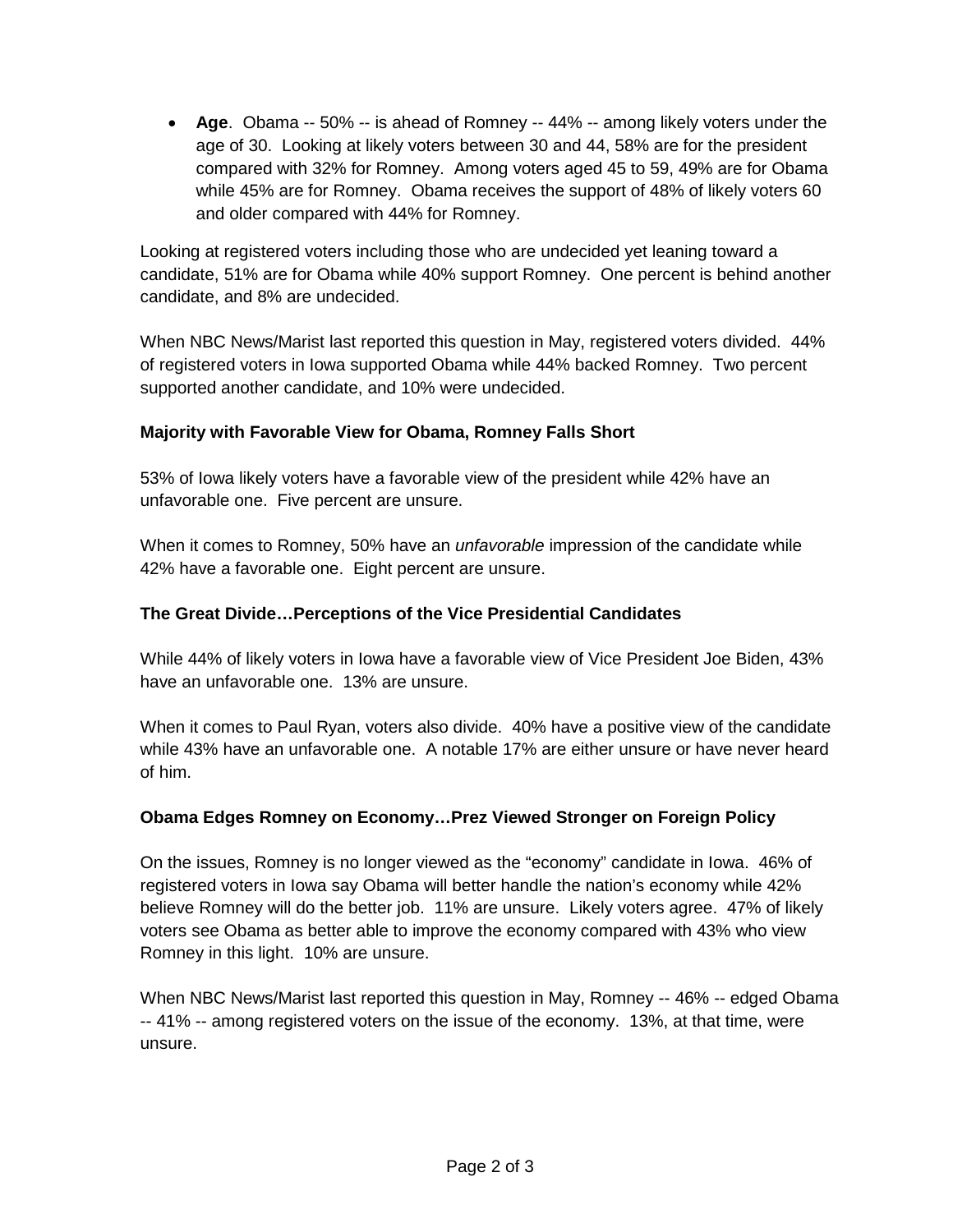- **Age**. Obama -- 50% -- is ahead of Romney -- 44% -- among likely voters under the age of 30. Looking at likely voters between 30 and 44, 58% are for the president compared with 32% for Romney. Among voters aged 45 to 59, 49% are for Obama while 45% are for Romney. Obama receives the support of 48% of likely voters 60 and older compared with 44% for Romney.

Looking at registered voters including those who are undecided yet leaning toward a candidate, 51% are for Obama while 40% support Romney. One percent is behind another candidate, and 8% are undecided.

When NBC News/Marist last reported this question in May, registered voters divided. 44% of registered voters in Iowa supported Obama while 44% backed Romney. Two percent supported another candidate, and 10% were undecided.

### Majority with Favorable View for Obama, Romney Falls Short

53% of Iowa likely voters have a favorable view of the president while 42% have an unfavorable one. Five percent are unsure.

When it comes to Romney, 50% have an *unfavorable* impression of the candidate while 42% have a favorable one. Eight percent are unsure.

### The Great Divide…Perceptions of the Vice Presidential Candidates

While 44% of likely voters in Iowa have a favorable view of Vice President Joe Biden, 43% have an unfavorable one. 13% are unsure.

When it comes to Paul Ryan, voters also divide. 40% have a positive view of the candidate while 43% have an unfavorable one. A notable 17% are either unsure or have never heard of him.

### Obama Edges Romney on Economy…Prez Viewed Stronger on Foreign Policy

On the issues, Romney is no longer viewed as the "economy" candidate in Iowa. 46% of registered voters in Iowa say Obama will better handle the nation's economy while 42% believe Romney will do the better job. 11% are unsure. Likely voters agree. 47% of likely voters see Obama as better able to improve the economy compared with 43% who view Romney in this light. 10% are unsure.

When NBC News/Marist last reported this question in May, Romney -- 46% -- edged Obama -- 41% -- among registered voters on the issue of the economy. 13%, at that time, were unsure.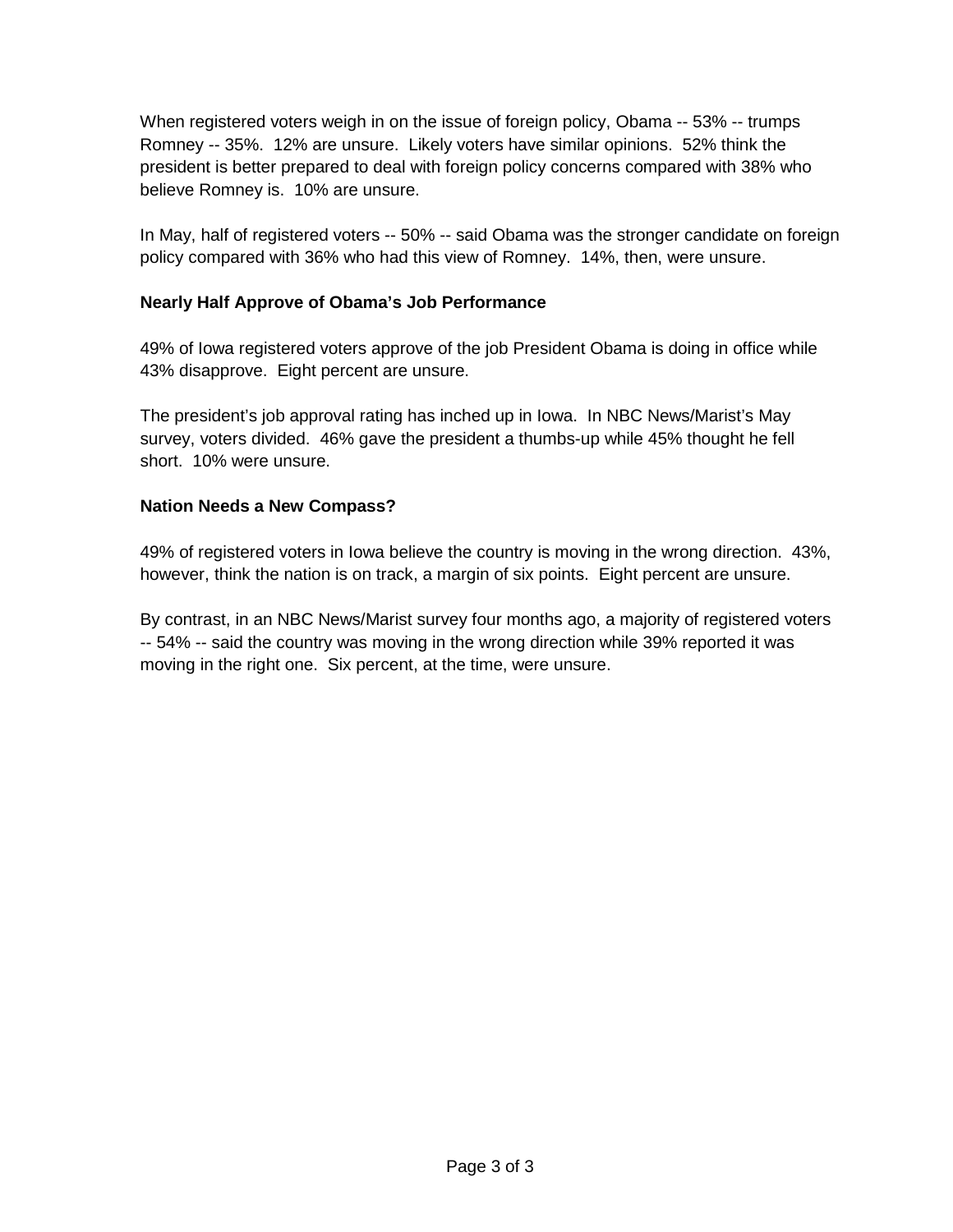When registered voters weigh in on the issue of foreign policy, Obama -- 53% -- trumps Romney -- 35%. 12% are unsure. Likely voters have similar opinions. 52% think the president is better prepared to deal with foreign policy concerns compared with 38% who believe Romney is. 10% are unsure.

In May, half of registered voters -- 50% -- said Obama was the stronger candidate on foreign policy compared with 36% who had this view of Romney. 14%, then, were unsure.

**Nearly Half Approve of Obama's Job Performance**

49% of Iowa registered voters approve of the job President Obama is doing in office while 43% disapprove. Eight percent are unsure.

The president's job approval rating has inched up in Iowa. In NBC News/Marist's May survey, voters divided. 46% gave the president a thumbs-up while 45% thought he fell short. 10% were unsure.

**Nation Needs a New Compass?**

49% of registered voters in Iowa believe the country is moving in the wrong direction. 43%, however, think the nation is on track, a margin of six points. Eight percent are unsure.

By contrast, in an NBC News/Marist survey four months ago, a majority of registered voters -- 54% -- said the country was moving in the wrong direction while 39% reported it was moving in the right one. Six percent, at the time, were unsure.